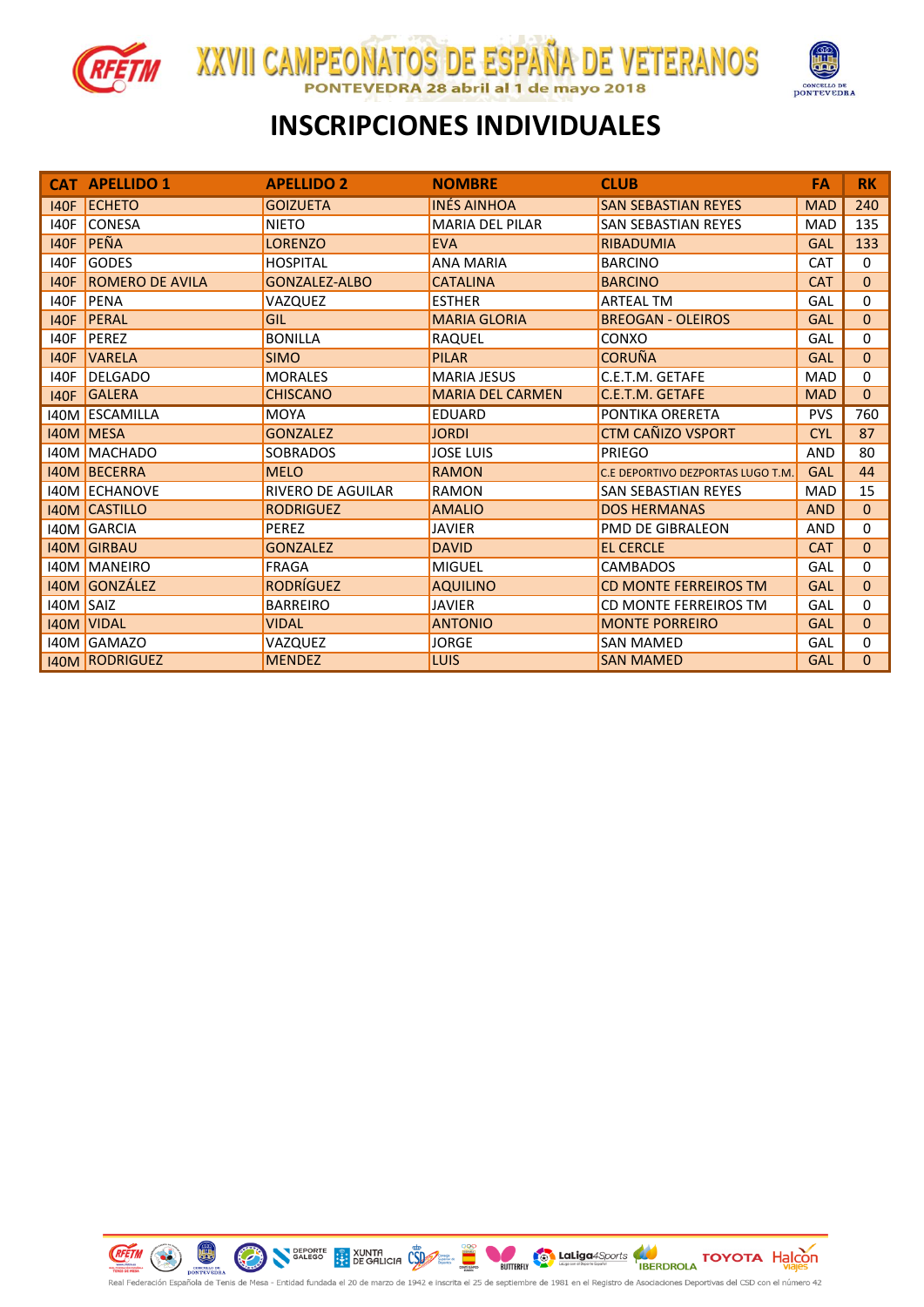# XXVII CAMPEONATOS DE ESPAÑA DE VETERANOS

PONTEVEDRA 28 abril al 1 de mayo 2018

## INSCRIPCIONES INDIVIDUALES

| CAT | APELLIDO 1 | APELLIDO 2 | NOMBRE | CLUB | FA | RK |
|---|---|---|---|---|---|---|
| I40F | ECHETO | GOIZUETA | INÉS AINHOA | SAN SEBASTIAN REYES | MAD | 240 |
| I40F | CONESA | NIETO | MARIA DEL PILAR | SAN SEBASTIAN REYES | MAD | 135 |
| I40F | PEÑA | LORENZO | EVA | RIBADUMIA | GAL | 133 |
| I40F | GODES | HOSPITAL | ANA MARIA | BARCINO | CAT | 0 |
| I40F | ROMERO DE AVILA | GONZALEZ-ALBO | CATALINA | BARCINO | CAT | 0 |
| I40F | PENA | VAZQUEZ | ESTHER | ARTEAL TM | GAL | 0 |
| I40F | PERAL | GIL | MARIA GLORIA | BREOGAN - OLEIROS | GAL | 0 |
| I40F | PEREZ | BONILLA | RAQUEL | CONXO | GAL | 0 |
| I40F | VARELA | SIMO | PILAR | CORUÑA | GAL | 0 |
| I40F | DELGADO | MORALES | MARIA JESUS | C.E.T.M. GETAFE | MAD | 0 |
| I40F | GALERA | CHISCANO | MARIA DEL CARMEN | C.E.T.M. GETAFE | MAD | 0 |
| I40M | ESCAMILLA | MOYA | EDUARD | PONTIKA ORERETA | PVS | 760 |
| I40M | MESA | GONZALEZ | JORDI | CTM CAÑIZO VSPORT | CYL | 87 |
| I40M | MACHADO | SOBRADOS | JOSE LUIS | PRIEGO | AND | 80 |
| I40M | BECERRA | MELO | RAMON | C.E DEPORTIVO DEZPORTAS LUGO T.M. | GAL | 44 |
| I40M | ECHANOVE | RIVERO DE AGUILAR | RAMON | SAN SEBASTIAN REYES | MAD | 15 |
| I40M | CASTILLO | RODRIGUEZ | AMALIO | DOS HERMANAS | AND | 0 |
| I40M | GARCIA | PEREZ | JAVIER | PMD DE GIBRALEON | AND | 0 |
| I40M | GIRBAU | GONZALEZ | DAVID | EL CERCLE | CAT | 0 |
| I40M | MANEIRO | FRAGA | MIGUEL | CAMBADOS | GAL | 0 |
| I40M | GONZÁLEZ | RODRÍGUEZ | AQUILINO | CD MONTE FERREIROS TM | GAL | 0 |
| I40M | SAIZ | BARREIRO | JAVIER | CD MONTE FERREIROS TM | GAL | 0 |
| I40M | VIDAL | VIDAL | ANTONIO | MONTE PORREIRO | GAL | 0 |
| I40M | GAMAZO | VAZQUEZ | JORGE | SAN MAMED | GAL | 0 |
| I40M | RODRIGUEZ | MENDEZ | LUIS | SAN MAMED | GAL | 0 |

Real Federación Española de Tenis de Mesa - Entidad fundada el 20 de marzo de 1942 e inscrita el 25 de septiembre de 1981 en el Registro de Asociaciones Deportivas del CSD con el número 42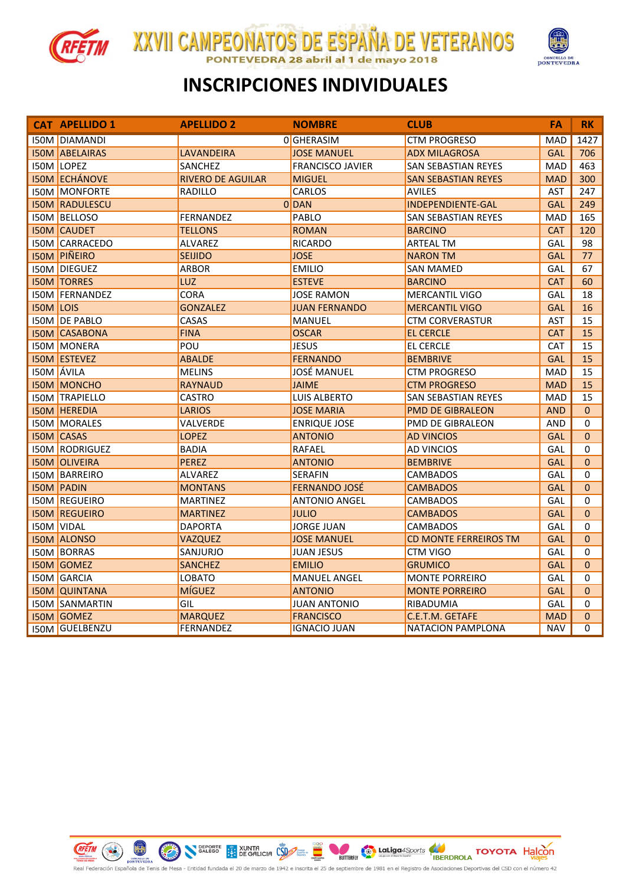# XXVII CAMPEONATOS DE ESPAÑA DE VETERANOS

PONTEVEDRA 28 abril al 1 de mayo 2018

## INSCRIPCIONES INDIVIDUALES

| CAT | APELLIDO 1 | APELLIDO 2 | NOMBRE | CLUB | FA | RK |
|---|---|---|---|---|---|---|
| I50M | DIAMANDI | 0 | GHERASIM | CTM PROGRESO | MAD | 1427 |
| I50M | ABELAIRAS | LAVANDEIRA | JOSE MANUEL | ADX MILAGROSA | GAL | 706 |
| I50M | LOPEZ | SANCHEZ | FRANCISCO JAVIER | SAN SEBASTIAN REYES | MAD | 463 |
| I50M | ECHÁNOVE | RIVERO DE AGUILAR | MIGUEL | SAN SEBASTIAN REYES | MAD | 300 |
| I50M | MONFORTE | RADILLO | CARLOS | AVILES | AST | 247 |
| I50M | RADULESCU | 0 | DAN | INDEPENDIENTE-GAL | GAL | 249 |
| I50M | BELLOSO | FERNANDEZ | PABLO | SAN SEBASTIAN REYES | MAD | 165 |
| I50M | CAUDET | TELLONS | ROMAN | BARCINO | CAT | 120 |
| I50M | CARRACEDO | ALVAREZ | RICARDO | ARTEAL TM | GAL | 98 |
| I50M | PIÑEIRO | SEIJIDO | JOSE | NARON TM | GAL | 77 |
| I50M | DIEGUEZ | ARBOR | EMILIO | SAN MAMED | GAL | 67 |
| I50M | TORRES | LUZ | ESTEVE | BARCINO | CAT | 60 |
| I50M | FERNANDEZ | CORA | JOSE RAMON | MERCANTIL VIGO | GAL | 18 |
| I50M | LOIS | GONZALEZ | JUAN FERNANDO | MERCANTIL VIGO | GAL | 16 |
| I50M | DE PABLO | CASAS | MANUEL | CTM CORVERASTUR | AST | 15 |
| I50M | CASABONA | FINA | OSCAR | EL CERCLE | CAT | 15 |
| I50M | MONERA | POU | JESUS | EL CERCLE | CAT | 15 |
| I50M | ESTEVEZ | ABALDE | FERNANDO | BEMBRIVE | GAL | 15 |
| I50M | ÁVILA | MELINS | JOSÉ MANUEL | CTM PROGRESO | MAD | 15 |
| I50M | MONCHO | RAYNAUD | JAIME | CTM PROGRESO | MAD | 15 |
| I50M | TRAPIELLO | CASTRO | LUIS ALBERTO | SAN SEBASTIAN REYES | MAD | 15 |
| I50M | HEREDIA | LARIOS | JOSE MARIA | PMD DE GIBRALEON | AND | 0 |
| I50M | MORALES | VALVERDE | ENRIQUE JOSE | PMD DE GIBRALEON | AND | 0 |
| I50M | CASAS | LOPEZ | ANTONIO | AD VINCIOS | GAL | 0 |
| I50M | RODRIGUEZ | BADIA | RAFAEL | AD VINCIOS | GAL | 0 |
| I50M | OLIVEIRA | PEREZ | ANTONIO | BEMBRIVE | GAL | 0 |
| I50M | BARREIRO | ALVAREZ | SERAFIN | CAMBADOS | GAL | 0 |
| I50M | PADIN | MONTANS | FERNANDO JOSÉ | CAMBADOS | GAL | 0 |
| I50M | REGUEIRO | MARTINEZ | ANTONIO ANGEL | CAMBADOS | GAL | 0 |
| I50M | REGUEIRO | MARTINEZ | JULIO | CAMBADOS | GAL | 0 |
| I50M | VIDAL | DAPORTA | JORGE JUAN | CAMBADOS | GAL | 0 |
| I50M | ALONSO | VAZQUEZ | JOSE MANUEL | CD MONTE FERREIROS TM | GAL | 0 |
| I50M | BORRAS | SANJURJO | JUAN JESUS | CTM VIGO | GAL | 0 |
| I50M | GOMEZ | SANCHEZ | EMILIO | GRUMICO | GAL | 0 |
| I50M | GARCIA | LOBATO | MANUEL ANGEL | MONTE PORREIRO | GAL | 0 |
| I50M | QUINTANA | MÍGUEZ | ANTONIO | MONTE PORREIRO | GAL | 0 |
| I50M | SANMARTIN | GIL | JUAN ANTONIO | RIBADUMIA | GAL | 0 |
| I50M | GOMEZ | MARQUEZ | FRANCISCO | C.E.T.M. GETAFE | MAD | 0 |
| I50M | GUELBENZU | FERNANDEZ | IGNACIO JUAN | NATACION PAMPLONA | NAV | 0 |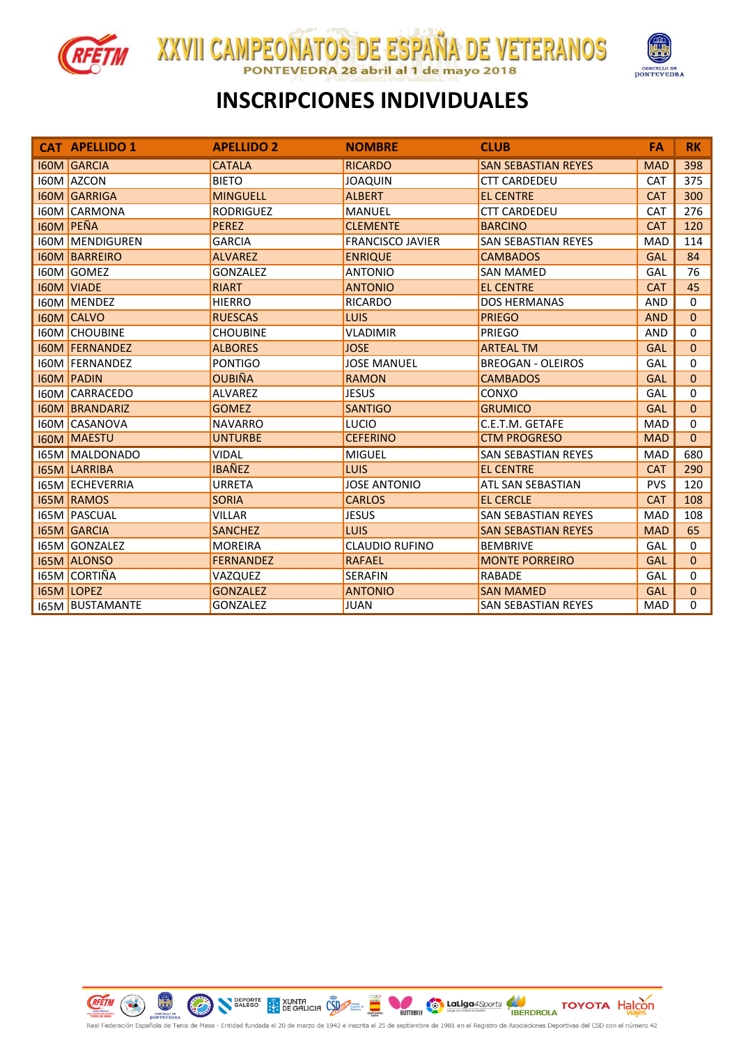# XXVII CAMPEONATOS DE ESPAÑA DE VETERANOS

PONTEVEDRA 28 abril al 1 de mayo 2018

## INSCRIPCIONES INDIVIDUALES

| CAT | APELLIDO 1 | APELLIDO 2 | NOMBRE | CLUB | FA | RK |
|---|---|---|---|---|---|---|
| I60M | GARCIA | CATALA | RICARDO | SAN SEBASTIAN REYES | MAD | 398 |
| I60M | AZCON | BIETO | JOAQUIN | CTT CARDEDEU | CAT | 375 |
| I60M | GARRIGA | MINGUELL | ALBERT | EL CENTRE | CAT | 300 |
| I60M | CARMONA | RODRIGUEZ | MANUEL | CTT CARDEDEU | CAT | 276 |
| I60M | PEÑA | PEREZ | CLEMENTE | BARCINO | CAT | 120 |
| I60M | MENDIGUREN | GARCIA | FRANCISCO JAVIER | SAN SEBASTIAN REYES | MAD | 114 |
| I60M | BARREIRO | ALVAREZ | ENRIQUE | CAMBADOS | GAL | 84 |
| I60M | GOMEZ | GONZALEZ | ANTONIO | SAN MAMED | GAL | 76 |
| I60M | VIADE | RIART | ANTONIO | EL CENTRE | CAT | 45 |
| I60M | MENDEZ | HIERRO | RICARDO | DOS HERMANAS | AND | 0 |
| I60M | CALVO | RUESCAS | LUIS | PRIEGO | AND | 0 |
| I60M | CHOUBINE | CHOUBINE | VLADIMIR | PRIEGO | AND | 0 |
| I60M | FERNANDEZ | ALBORES | JOSE | ARTEAL TM | GAL | 0 |
| I60M | FERNANDEZ | PONTIGO | JOSE MANUEL | BREOGAN - OLEIROS | GAL | 0 |
| I60M | PADIN | OUBIÑA | RAMON | CAMBADOS | GAL | 0 |
| I60M | CARRACEDO | ALVAREZ | JESUS | CONXO | GAL | 0 |
| I60M | BRANDARIZ | GOMEZ | SANTIGO | GRUMICO | GAL | 0 |
| I60M | CASANOVA | NAVARRO | LUCIO | C.E.T.M. GETAFE | MAD | 0 |
| I60M | MAESTU | UNTURBE | CEFERINO | CTM PROGRESO | MAD | 0 |
| I65M | MALDONADO | VIDAL | MIGUEL | SAN SEBASTIAN REYES | MAD | 680 |
| I65M | LARRIBA | IBAÑEZ | LUIS | EL CENTRE | CAT | 290 |
| I65M | ECHEVERRIA | URRETA | JOSE ANTONIO | ATL SAN SEBASTIAN | PVS | 120 |
| I65M | RAMOS | SORIA | CARLOS | EL CERCLE | CAT | 108 |
| I65M | PASCUAL | VILLAR | JESUS | SAN SEBASTIAN REYES | MAD | 108 |
| I65M | GARCIA | SANCHEZ | LUIS | SAN SEBASTIAN REYES | MAD | 65 |
| I65M | GONZALEZ | MOREIRA | CLAUDIO RUFINO | BEMBRIVE | GAL | 0 |
| I65M | ALONSO | FERNANDEZ | RAFAEL | MONTE PORREIRO | GAL | 0 |
| I65M | CORTIÑA | VAZQUEZ | SERAFIN | RABADE | GAL | 0 |
| I65M | LOPEZ | GONZALEZ | ANTONIO | SAN MAMED | GAL | 0 |
| I65M | BUSTAMANTE | GONZALEZ | JUAN | SAN SEBASTIAN REYES | MAD | 0 |

Real Federación Española de Tenis de Mesa - Entidad fundada el 20 de marzo de 1942 e inscrita el 25 de septiembre de 1981 en el Registro de Asociaciones Deportivas del CSD con el número 42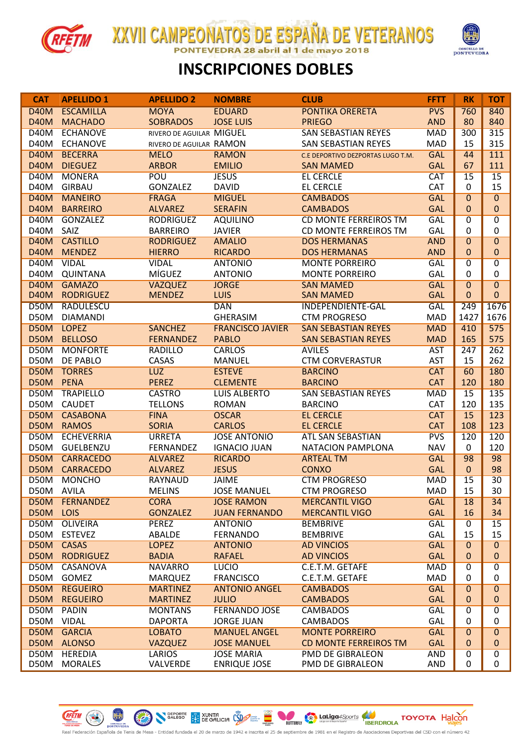# XXVII CAMPEONATOS DE ESPAÑA DE VETERANOS

PONTEVEDRA 28 abril al 1 de mayo 2018

## INSCRIPCIONES DOBLES

| CAT | APELLIDO 1 | APELLIDO 2 | NOMBRE | CLUB | FFTT | RK | TOT |
|---|---|---|---|---|---|---|---|
| D40M | ESCAMILLA | MOYA | EDUARD | PONTIKA ORERETA | PVS | 760 | 840 |
| D40M | MACHADO | SOBRADOS | JOSE LUIS | PRIEGO | AND | 80 | 840 |
| D40M | ECHANOVE | RIVERO DE AGUILAR | MIGUEL | SAN SEBASTIAN REYES | MAD | 300 | 315 |
| D40M | ECHANOVE | RIVERO DE AGUILAR | RAMON | SAN SEBASTIAN REYES | MAD | 15 | 315 |
| D40M | BECERRA | MELO | RAMON | C.E DEPORTIVO DEZPORTAS LUGO T.M. | GAL | 44 | 111 |
| D40M | DIEGUEZ | ARBOR | EMILIO | SAN MAMED | GAL | 67 | 111 |
| D40M | MONERA | POU | JESUS | EL CERCLE | CAT | 15 | 15 |
| D40M | GIRBAU | GONZALEZ | DAVID | EL CERCLE | CAT | 0 | 15 |
| D40M | MANEIRO | FRAGA | MIGUEL | CAMBADOS | GAL | 0 | 0 |
| D40M | BARREIRO | ALVAREZ | SERAFIN | CAMBADOS | GAL | 0 | 0 |
| D40M | GONZALEZ | RODRIGUEZ | AQUILINO | CD MONTE FERREIROS TM | GAL | 0 | 0 |
| D40M | SAIZ | BARREIRO | JAVIER | CD MONTE FERREIROS TM | GAL | 0 | 0 |
| D40M | CASTILLO | RODRIGUEZ | AMALIO | DOS HERMANAS | AND | 0 | 0 |
| D40M | MENDEZ | HIERRO | RICARDO | DOS HERMANAS | AND | 0 | 0 |
| D40M | VIDAL | VIDAL | ANTONIO | MONTE PORREIRO | GAL | 0 | 0 |
| D40M | QUINTANA | MÍGUEZ | ANTONIO | MONTE PORREIRO | GAL | 0 | 0 |
| D40M | GAMAZO | VAZQUEZ | JORGE | SAN MAMED | GAL | 0 | 0 |
| D40M | RODRIGUEZ | MENDEZ | LUIS | SAN MAMED | GAL | 0 | 0 |
| D50M | RADULESCU | | DAN | INDEPENDIENTE-GAL | GAL | 249 | 1676 |
| D50M | DIAMANDI | | GHERASIM | CTM PROGRESO | MAD | 1427 | 1676 |
| D50M | LOPEZ | SANCHEZ | FRANCISCO JAVIER | SAN SEBASTIAN REYES | MAD | 410 | 575 |
| D50M | BELLOSO | FERNANDEZ | PABLO | SAN SEBASTIAN REYES | MAD | 165 | 575 |
| D50M | MONFORTE | RADILLO | CARLOS | AVILES | AST | 247 | 262 |
| D50M | DE PABLO | CASAS | MANUEL | CTM CORVERASTUR | AST | 15 | 262 |
| D50M | TORRES | LUZ | ESTEVE | BARCINO | CAT | 60 | 180 |
| D50M | PEÑA | PEREZ | CLEMENTE | BARCINO | CAT | 120 | 180 |
| D50M | TRAPIELLO | CASTRO | LUIS ALBERTO | SAN SEBASTIAN REYES | MAD | 15 | 135 |
| D50M | CAUDET | TELLONS | ROMAN | BARCINO | CAT | 120 | 135 |
| D50M | CASABONA | FINA | OSCAR | EL CERCLE | CAT | 15 | 123 |
| D50M | RAMOS | SORIA | CARLOS | EL CERCLE | CAT | 108 | 123 |
| D50M | ECHEVERRIA | URRETA | JOSE ANTONIO | ATL SAN SEBASTIAN | PVS | 120 | 120 |
| D50M | GUELBENZU | FERNANDEZ | IGNACIO JUAN | NATACION PAMPLONA | NAV | 0 | 120 |
| D50M | CARRACEDO | ALVAREZ | RICARDO | ARTEAL TM | GAL | 98 | 98 |
| D50M | CARRACEDO | ALVAREZ | JESUS | CONXO | GAL | 0 | 98 |
| D50M | MONCHO | RAYNAUD | JAIME | CTM PROGRESO | MAD | 15 | 30 |
| D50M | AVILA | MELINS | JOSE MANUEL | CTM PROGRESO | MAD | 15 | 30 |
| D50M | FERNANDEZ | CORA | JOSE RAMON | MERCANTIL VIGO | GAL | 18 | 34 |
| D50M | LOIS | GONZALEZ | JUAN FERNANDO | MERCANTIL VIGO | GAL | 16 | 34 |
| D50M | OLIVEIRA | PEREZ | ANTONIO | BEMBRIVE | GAL | 0 | 15 |
| D50M | ESTEVEZ | ABALDE | FERNANDO | BEMBRIVE | GAL | 15 | 15 |
| D50M | CASAS | LOPEZ | ANTONIO | AD VINCIOS | GAL | 0 | 0 |
| D50M | RODRIGUEZ | BADIA | RAFAEL | AD VINCIOS | GAL | 0 | 0 |
| D50M | CASANOVA | NAVARRO | LUCIO | C.E.T.M. GETAFE | MAD | 0 | 0 |
| D50M | GOMEZ | MARQUEZ | FRANCISCO | C.E.T.M. GETAFE | MAD | 0 | 0 |
| D50M | REGUEIRO | MARTINEZ | ANTONIO ANGEL | CAMBADOS | GAL | 0 | 0 |
| D50M | REGUEIRO | MARTINEZ | JULIO | CAMBADOS | GAL | 0 | 0 |
| D50M | PADIN | MONTANS | FERNANDO JOSE | CAMBADOS | GAL | 0 | 0 |
| D50M | VIDAL | DAPORTA | JORGE JUAN | CAMBADOS | GAL | 0 | 0 |
| D50M | GARCIA | LOBATO | MANUEL ANGEL | MONTE PORREIRO | GAL | 0 | 0 |
| D50M | ALONSO | VAZQUEZ | JOSE MANUEL | CD MONTE FERREIROS TM | GAL | 0 | 0 |
| D50M | HEREDIA | LARIOS | JOSE MARIA | PMD DE GIBRALEON | AND | 0 | 0 |
| D50M | MORALES | VALVERDE | ENRIQUE JOSE | PMD DE GIBRALEON | AND | 0 | 0 |

Real Federación Española de Tenis de Mesa - Entidad fundada el 20 de marzo de 1942 e inscrita el 25 de septiembre de 1981 en el Registro de Asociaciones Deportivas del CSD con el número 42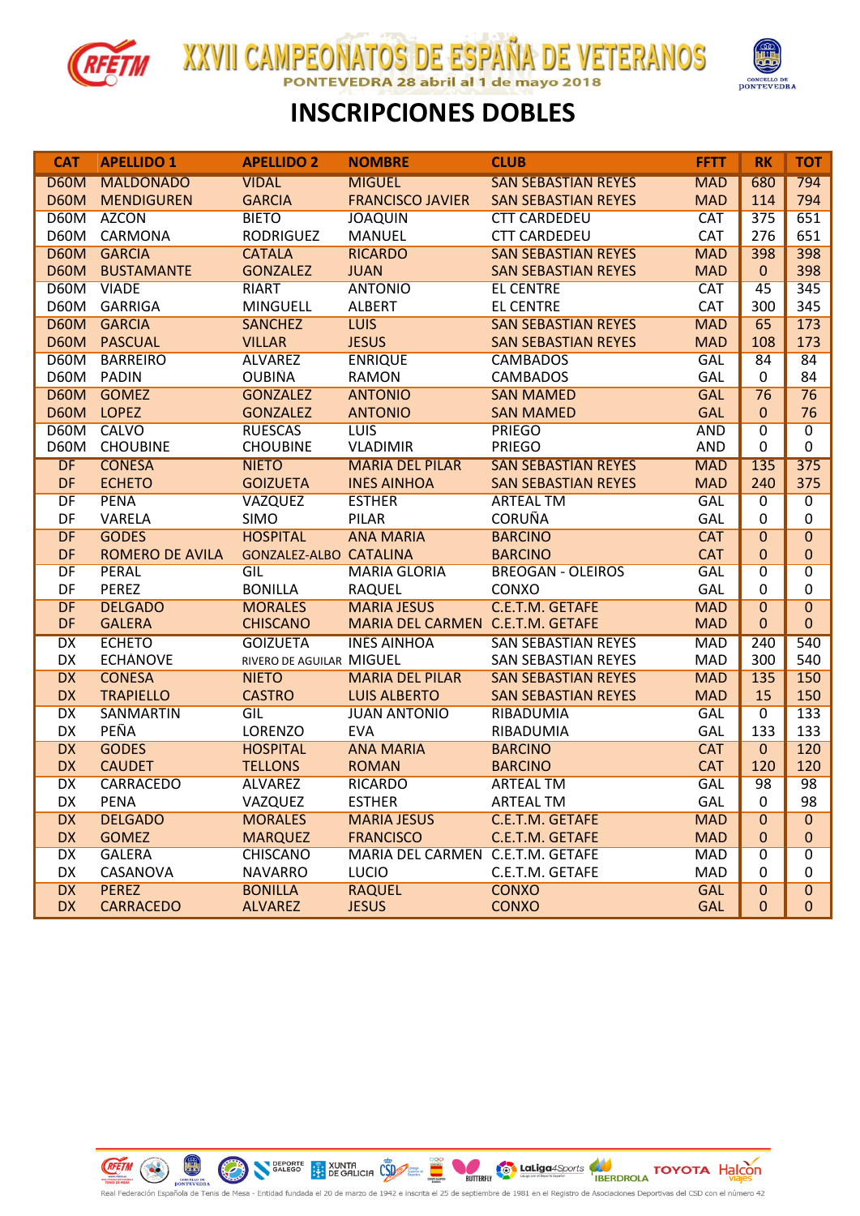# XXVII CAMPEONATOS DE ESPAÑA DE VETERANOS

PONTEVEDRA 28 abril al 1 de mayo 2018

## INSCRIPCIONES DOBLES

| CAT | APELLIDO 1 | APELLIDO 2 | NOMBRE | CLUB | FFTT | RK | TOT |
|---|---|---|---|---|---|---|---|
| D60M | MALDONADO | VIDAL | MIGUEL | SAN SEBASTIAN REYES | MAD | 680 | 794 |
| D60M | MENDIGUREN | GARCIA | FRANCISCO JAVIER | SAN SEBASTIAN REYES | MAD | 114 | 794 |
| D60M | AZCON | BIETO | JOAQUIN | CTT CARDEDEU | CAT | 375 | 651 |
| D60M | CARMONA | RODRIGUEZ | MANUEL | CTT CARDEDEU | CAT | 276 | 651 |
| D60M | GARCIA | CATALA | RICARDO | SAN SEBASTIAN REYES | MAD | 398 | 398 |
| D60M | BUSTAMANTE | GONZALEZ | JUAN | SAN SEBASTIAN REYES | MAD | 0 | 398 |
| D60M | VIADE | RIART | ANTONIO | EL CENTRE | CAT | 45 | 345 |
| D60M | GARRIGA | MINGUELL | ALBERT | EL CENTRE | CAT | 300 | 345 |
| D60M | GARCIA | SANCHEZ | LUIS | SAN SEBASTIAN REYES | MAD | 65 | 173 |
| D60M | PASCUAL | VILLAR | JESUS | SAN SEBASTIAN REYES | MAD | 108 | 173 |
| D60M | BARREIRO | ALVAREZ | ENRIQUE | CAMBADOS | GAL | 84 | 84 |
| D60M | PADIN | OUBIÑA | RAMON | CAMBADOS | GAL | 0 | 84 |
| D60M | GOMEZ | GONZALEZ | ANTONIO | SAN MAMED | GAL | 76 | 76 |
| D60M | LOPEZ | GONZALEZ | ANTONIO | SAN MAMED | GAL | 0 | 76 |
| D60M | CALVO | RUESCAS | LUIS | PRIEGO | AND | 0 | 0 |
| D60M | CHOUBINE | CHOUBINE | VLADIMIR | PRIEGO | AND | 0 | 0 |
| DF | CONESA | NIETO | MARIA DEL PILAR | SAN SEBASTIAN REYES | MAD | 135 | 375 |
| DF | ECHETO | GOIZUETA | INES AINHOA | SAN SEBASTIAN REYES | MAD | 240 | 375 |
| DF | PENA | VAZQUEZ | ESTHER | ARTEAL TM | GAL | 0 | 0 |
| DF | VARELA | SIMO | PILAR | CORUÑA | GAL | 0 | 0 |
| DF | GODES | HOSPITAL | ANA MARIA | BARCINO | CAT | 0 | 0 |
| DF | ROMERO DE AVILA | GONZALEZ-ALBO | CATALINA | BARCINO | CAT | 0 | 0 |
| DF | PERAL | GIL | MARIA GLORIA | BREOGAN - OLEIROS | GAL | 0 | 0 |
| DF | PEREZ | BONILLA | RAQUEL | CONXO | GAL | 0 | 0 |
| DF | DELGADO | MORALES | MARIA JESUS | C.E.T.M. GETAFE | MAD | 0 | 0 |
| DF | GALERA | CHISCANO | MARIA DEL CARMEN | C.E.T.M. GETAFE | MAD | 0 | 0 |
| DX | ECHETO | GOIZUETA | INES AINHOA | SAN SEBASTIAN REYES | MAD | 240 | 540 |
| DX | ECHANOVE | RIVERO DE AGUILAR | MIGUEL | SAN SEBASTIAN REYES | MAD | 300 | 540 |
| DX | CONESA | NIETO | MARIA DEL PILAR | SAN SEBASTIAN REYES | MAD | 135 | 150 |
| DX | TRAPIELLO | CASTRO | LUIS ALBERTO | SAN SEBASTIAN REYES | MAD | 15 | 150 |
| DX | SANMARTIN | GIL | JUAN ANTONIO | RIBADUMIA | GAL | 0 | 133 |
| DX | PEÑA | LORENZO | EVA | RIBADUMIA | GAL | 133 | 133 |
| DX | GODES | HOSPITAL | ANA MARIA | BARCINO | CAT | 0 | 120 |
| DX | CAUDET | TELLONS | ROMAN | BARCINO | CAT | 120 | 120 |
| DX | CARRACEDO | ALVAREZ | RICARDO | ARTEAL TM | GAL | 98 | 98 |
| DX | PENA | VAZQUEZ | ESTHER | ARTEAL TM | GAL | 0 | 98 |
| DX | DELGADO | MORALES | MARIA JESUS | C.E.T.M. GETAFE | MAD | 0 | 0 |
| DX | GOMEZ | MARQUEZ | FRANCISCO | C.E.T.M. GETAFE | MAD | 0 | 0 |
| DX | GALERA | CHISCANO | MARIA DEL CARMEN | C.E.T.M. GETAFE | MAD | 0 | 0 |
| DX | CASANOVA | NAVARRO | LUCIO | C.E.T.M. GETAFE | MAD | 0 | 0 |
| DX | PEREZ | BONILLA | RAQUEL | CONXO | GAL | 0 | 0 |
| DX | CARRACEDO | ALVAREZ | JESUS | CONXO | GAL | 0 | 0 |

Real Federación Española de Tenis de Mesa - Entidad fundada el 20 de marzo de 1942 e inscrita el 25 de septiembre de 1981 en el Registro de Asociaciones Deportivas del CSD con el número 42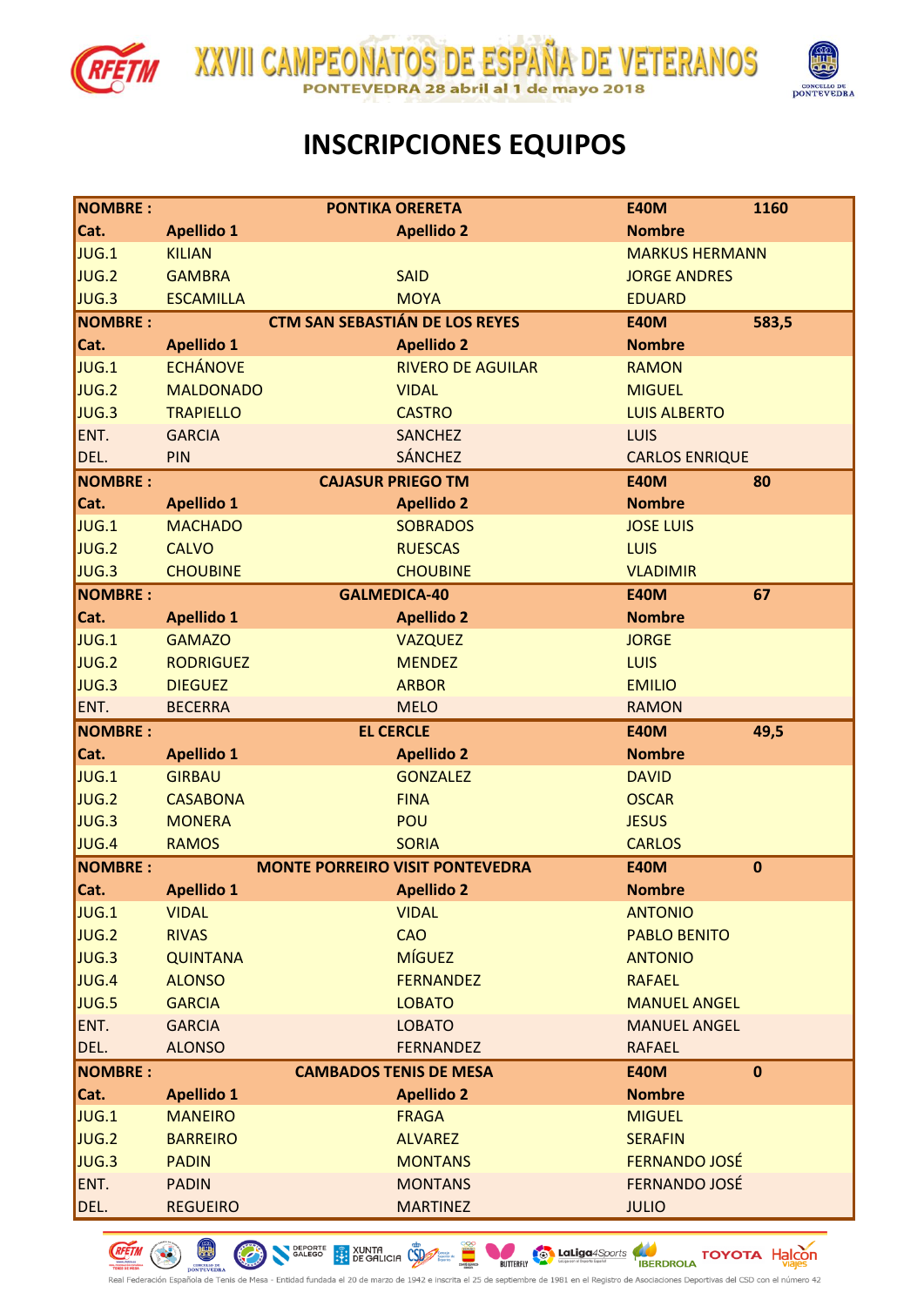# XXVII CAMPEONATOS DE ESPAÑA DE VETERANOS

PONTEVEDRA 28 abril al 1 de mayo 2018

## INSCRIPCIONES EQUIPOS

| NOMBRE : | | PONTIKA ORERETA | E40M | 1160 |
|---|---|---|---|---|
| Cat. | Apellido 1 | Apellido 2 | Nombre | |
| JUG.1 | KILIAN | | MARKUS HERMANN | |
| JUG.2 | GAMBRA | SAID | JORGE ANDRES | |
| JUG.3 | ESCAMILLA | MOYA | EDUARD | |
| **NOMBRE :** | | **CTM SAN SEBASTIÁN DE LOS REYES** | **E40M** | **583,5** |
| Cat. | Apellido 1 | Apellido 2 | Nombre | |
| JUG.1 | ECHÁNOVE | RIVERO DE AGUILAR | RAMON | |
| JUG.2 | MALDONADO | VIDAL | MIGUEL | |
| JUG.3 | TRAPIELLO | CASTRO | LUIS ALBERTO | |
| ENT. | GARCIA | SANCHEZ | LUIS | |
| DEL. | PIN | SÁNCHEZ | CARLOS ENRIQUE | |
| **NOMBRE :** | | **CAJASUR PRIEGO TM** | **E40M** | **80** |
| Cat. | Apellido 1 | Apellido 2 | Nombre | |
| JUG.1 | MACHADO | SOBRADOS | JOSE LUIS | |
| JUG.2 | CALVO | RUESCAS | LUIS | |
| JUG.3 | CHOUBINE | CHOUBINE | VLADIMIR | |
| **NOMBRE :** | | **GALMEDICA-40** | **E40M** | **67** |
| Cat. | Apellido 1 | Apellido 2 | Nombre | |
| JUG.1 | GAMAZO | VAZQUEZ | JORGE | |
| JUG.2 | RODRIGUEZ | MENDEZ | LUIS | |
| JUG.3 | DIEGUEZ | ARBOR | EMILIO | |
| ENT. | BECERRA | MELO | RAMON | |
| **NOMBRE :** | | **EL CERCLE** | **E40M** | **49,5** |
| Cat. | Apellido 1 | Apellido 2 | Nombre | |
| JUG.1 | GIRBAU | GONZALEZ | DAVID | |
| JUG.2 | CASABONA | FINA | OSCAR | |
| JUG.3 | MONERA | POU | JESUS | |
| JUG.4 | RAMOS | SORIA | CARLOS | |
| **NOMBRE :** | | **MONTE PORREIRO VISIT PONTEVEDRA** | **E40M** | **0** |
| Cat. | Apellido 1 | Apellido 2 | Nombre | |
| JUG.1 | VIDAL | VIDAL | ANTONIO | |
| JUG.2 | RIVAS | CAO | PABLO BENITO | |
| JUG.3 | QUINTANA | MÍGUEZ | ANTONIO | |
| JUG.4 | ALONSO | FERNANDEZ | RAFAEL | |
| JUG.5 | GARCIA | LOBATO | MANUEL ANGEL | |
| ENT. | GARCIA | LOBATO | MANUEL ANGEL | |
| DEL. | ALONSO | FERNANDEZ | RAFAEL | |
| **NOMBRE :** | | **CAMBADOS TENIS DE MESA** | **E40M** | **0** |
| Cat. | Apellido 1 | Apellido 2 | Nombre | |
| JUG.1 | MANEIRO | FRAGA | MIGUEL | |
| JUG.2 | BARREIRO | ALVAREZ | SERAFIN | |
| JUG.3 | PADIN | MONTANS | FERNANDO JOSÉ | |
| ENT. | PADIN | MONTANS | FERNANDO JOSÉ | |
| DEL. | REGUEIRO | MARTINEZ | JULIO | |

Real Federación Española de Tenis de Mesa - Entidad fundada el 20 de marzo de 1942 e inscrita el 25 de septiembre de 1981 en el Registro de Asociaciones Deportivas del CSD con el número 42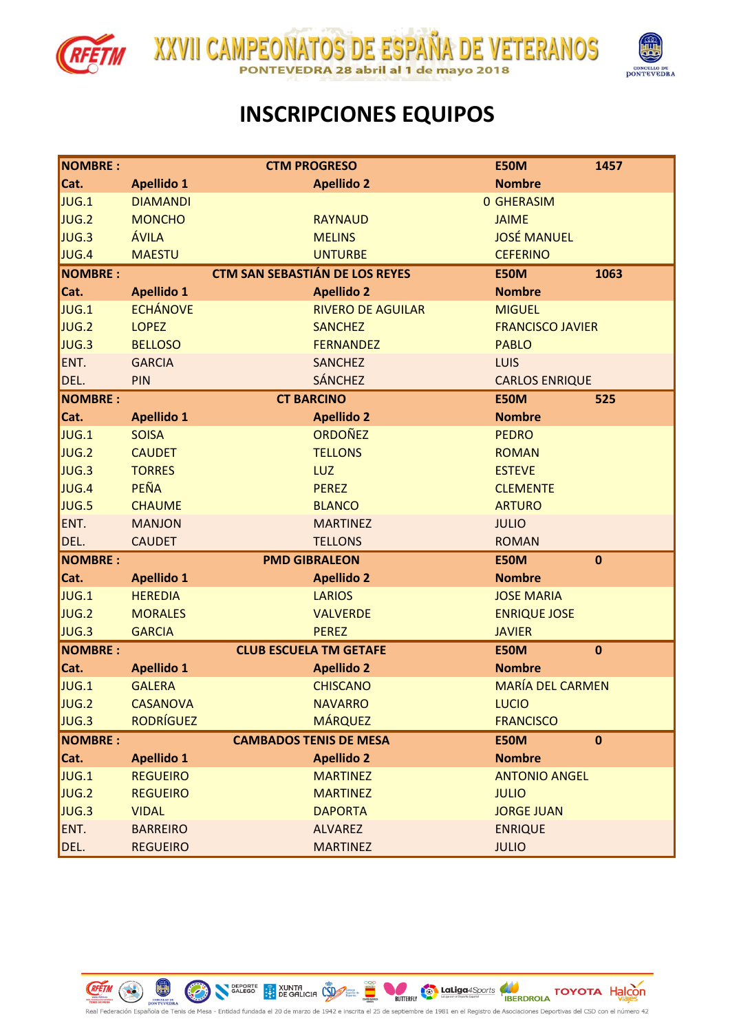# INSCRIPCIONES EQUIPOS

| NOMBRE : | | CTM PROGRESO | E50M | 1457 |
|---|---|---|---|---|
| Cat. | Apellido 1 | Apellido 2 | Nombre | |
| JUG.1 | DIAMANDI | 0 | GHERASIM | |
| JUG.2 | MONCHO | RAYNAUD | JAIME | |
| JUG.3 | ÁVILA | MELINS | JOSÉ MANUEL | |
| JUG.4 | MAESTU | UNTURBE | CEFERINO | |
| NOMBRE : | | CTM SAN SEBASTIÁN DE LOS REYES | E50M | 1063 |
| Cat. | Apellido 1 | Apellido 2 | Nombre | |
| JUG.1 | ECHÁNOVE | RIVERO DE AGUILAR | MIGUEL | |
| JUG.2 | LOPEZ | SANCHEZ | FRANCISCO JAVIER | |
| JUG.3 | BELLOSO | FERNANDEZ | PABLO | |
| ENT. | GARCIA | SANCHEZ | LUIS | |
| DEL. | PIN | SÁNCHEZ | CARLOS ENRIQUE | |
| NOMBRE : | | CT BARCINO | E50M | 525 |
| Cat. | Apellido 1 | Apellido 2 | Nombre | |
| JUG.1 | SOISA | ORDOÑEZ | PEDRO | |
| JUG.2 | CAUDET | TELLONS | ROMAN | |
| JUG.3 | TORRES | LUZ | ESTEVE | |
| JUG.4 | PEÑA | PEREZ | CLEMENTE | |
| JUG.5 | CHAUME | BLANCO | ARTURO | |
| ENT. | MANJON | MARTINEZ | JULIO | |
| DEL. | CAUDET | TELLONS | ROMAN | |
| NOMBRE : | | PMD GIBRALEON | E50M | 0 |
| Cat. | Apellido 1 | Apellido 2 | Nombre | |
| JUG.1 | HEREDIA | LARIOS | JOSE MARIA | |
| JUG.2 | MORALES | VALVERDE | ENRIQUE JOSE | |
| JUG.3 | GARCIA | PEREZ | JAVIER | |
| NOMBRE : | | CLUB ESCUELA TM GETAFE | E50M | 0 |
| Cat. | Apellido 1 | Apellido 2 | Nombre | |
| JUG.1 | GALERA | CHISCANO | MARÍA DEL CARMEN | |
| JUG.2 | CASANOVA | NAVARRO | LUCIO | |
| JUG.3 | RODRÍGUEZ | MÁRQUEZ | FRANCISCO | |
| NOMBRE : | | CAMBADOS TENIS DE MESA | E50M | 0 |
| Cat. | Apellido 1 | Apellido 2 | Nombre | |
| JUG.1 | REGUEIRO | MARTINEZ | ANTONIO ANGEL | |
| JUG.2 | REGUEIRO | MARTINEZ | JULIO | |
| JUG.3 | VIDAL | DAPORTA | JORGE JUAN | |
| ENT. | BARREIRO | ALVAREZ | ENRIQUE | |
| DEL. | REGUEIRO | MARTINEZ | JULIO | |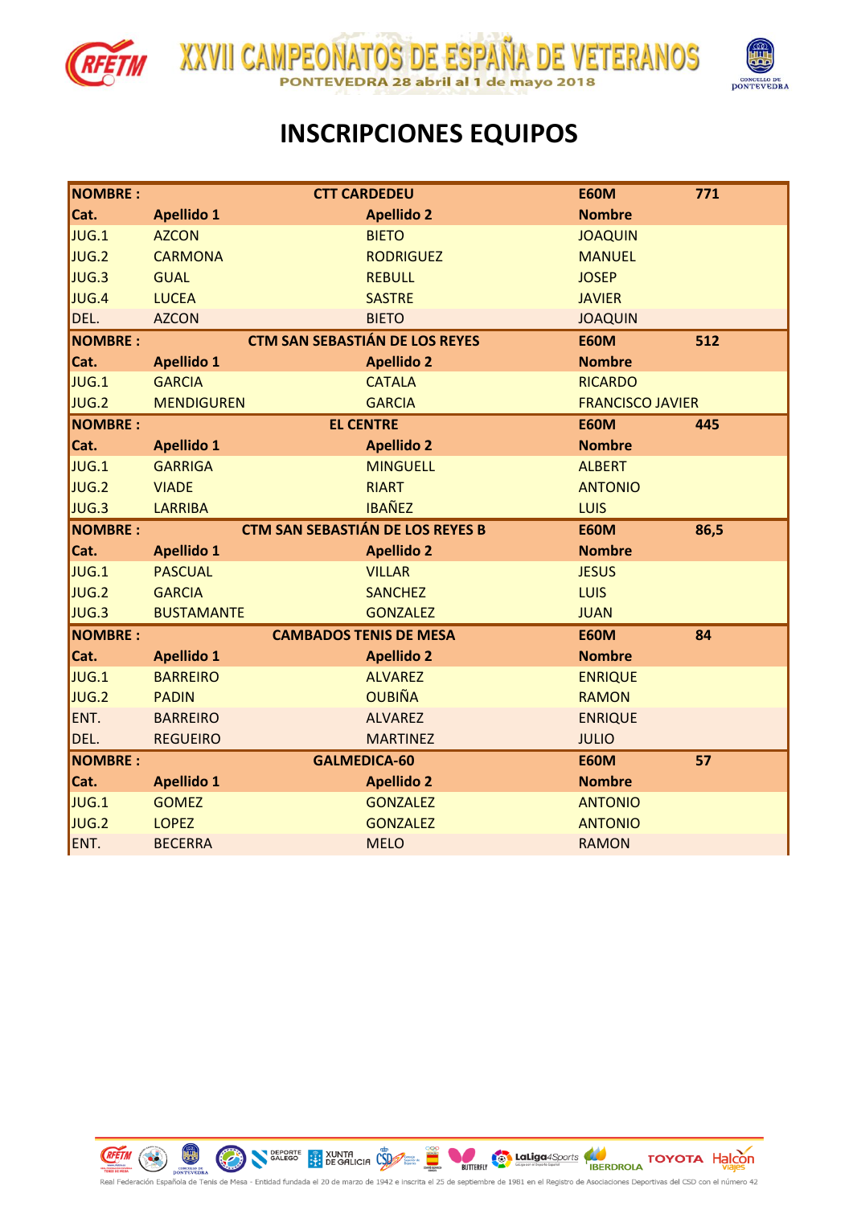# XXVII CAMPEONATOS DE ESPAÑA DE VETERANOS

PONTEVEDRA 28 abril al 1 de mayo 2018

## INSCRIPCIONES EQUIPOS

| NOMBRE : | | CTT CARDEDEU | E60M | 771 |
|---|---|---|---|---|
| Cat. | Apellido 1 | Apellido 2 | Nombre | |
| JUG.1 | AZCON | BIETO | JOAQUIN | |
| JUG.2 | CARMONA | RODRIGUEZ | MANUEL | |
| JUG.3 | GUAL | REBULL | JOSEP | |
| JUG.4 | LUCEA | SASTRE | JAVIER | |
| DEL. | AZCON | BIETO | JOAQUIN | |
| NOMBRE : | | CTM SAN SEBASTIÁN DE LOS REYES | E60M | 512 |
| Cat. | Apellido 1 | Apellido 2 | Nombre | |
| JUG.1 | GARCIA | CATALA | RICARDO | |
| JUG.2 | MENDIGUREN | GARCIA | FRANCISCO JAVIER | |
| NOMBRE : | | EL CENTRE | E60M | 445 |
| Cat. | Apellido 1 | Apellido 2 | Nombre | |
| JUG.1 | GARRIGA | MINGUELL | ALBERT | |
| JUG.2 | VIADE | RIART | ANTONIO | |
| JUG.3 | LARRIBA | IBAÑEZ | LUIS | |
| NOMBRE : | | CTM SAN SEBASTIÁN DE LOS REYES B | E60M | 86,5 |
| Cat. | Apellido 1 | Apellido 2 | Nombre | |
| JUG.1 | PASCUAL | VILLAR | JESUS | |
| JUG.2 | GARCIA | SANCHEZ | LUIS | |
| JUG.3 | BUSTAMANTE | GONZALEZ | JUAN | |
| NOMBRE : | | CAMBADOS TENIS DE MESA | E60M | 84 |
| Cat. | Apellido 1 | Apellido 2 | Nombre | |
| JUG.1 | BARREIRO | ALVAREZ | ENRIQUE | |
| JUG.2 | PADIN | OUBIÑA | RAMON | |
| ENT. | BARREIRO | ALVAREZ | ENRIQUE | |
| DEL. | REGUEIRO | MARTINEZ | JULIO | |
| NOMBRE : | | GALMEDICA-60 | E60M | 57 |
| Cat. | Apellido 1 | Apellido 2 | Nombre | |
| JUG.1 | GOMEZ | GONZALEZ | ANTONIO | |
| JUG.2 | LOPEZ | GONZALEZ | ANTONIO | |
| ENT. | BECERRA | MELO | RAMON | |

Real Federación Española de Tenis de Mesa - Entidad fundada el 20 de marzo de 1942 e inscrita el 25 de septiembre de 1981 en el Registro de Asociaciones Deportivas del CSD con el número 42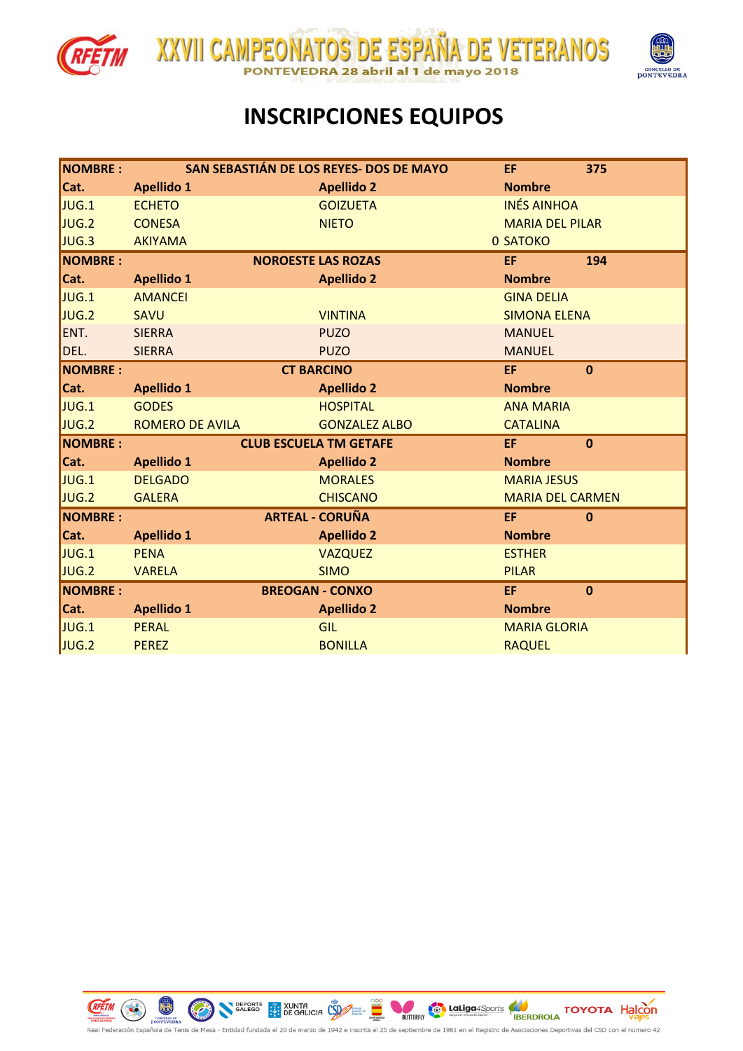# XXVII CAMPEONATOS DE ESPAÑA DE VETERANOS

PONTEVEDRA 28 abril al 1 de mayo 2018

## INSCRIPCIONES EQUIPOS

| | | | | |
|---|---|---|---|---|
| **NOMBRE :** | **SAN SEBASTIÁN DE LOS REYES- DOS DE MAYO** | | **EF** | **375** |
| **Cat.** | **Apellido 1** | **Apellido 2** | **Nombre** | |
| JUG.1 | ECHETO | GOIZUETA | INÉS AINHOA | |
| JUG.2 | CONESA | NIETO | MARIA DEL PILAR | |
| JUG.3 | AKIYAMA | 0 | SATOKO | |
| **NOMBRE :** | **NOROESTE LAS ROZAS** | | **EF** | **194** |
| **Cat.** | **Apellido 1** | **Apellido 2** | **Nombre** | |
| JUG.1 | AMANCEI | | GINA DELIA | |
| JUG.2 | SAVU | VINTINA | SIMONA ELENA | |
| ENT. | SIERRA | PUZO | MANUEL | |
| DEL. | SIERRA | PUZO | MANUEL | |
| **NOMBRE :** | **CT BARCINO** | | **EF** | **0** |
| **Cat.** | **Apellido 1** | **Apellido 2** | **Nombre** | |
| JUG.1 | GODES | HOSPITAL | ANA MARIA | |
| JUG.2 | ROMERO DE AVILA | GONZALEZ ALBO | CATALINA | |
| **NOMBRE :** | **CLUB ESCUELA TM GETAFE** | | **EF** | **0** |
| **Cat.** | **Apellido 1** | **Apellido 2** | **Nombre** | |
| JUG.1 | DELGADO | MORALES | MARIA JESUS | |
| JUG.2 | GALERA | CHISCANO | MARIA DEL CARMEN | |
| **NOMBRE :** | **ARTEAL - CORUÑA** | | **EF** | **0** |
| **Cat.** | **Apellido 1** | **Apellido 2** | **Nombre** | |
| JUG.1 | PENA | VAZQUEZ | ESTHER | |
| JUG.2 | VARELA | SIMO | PILAR | |
| **NOMBRE :** | **BREOGAN - CONXO** | | **EF** | **0** |
| **Cat.** | **Apellido 1** | **Apellido 2** | **Nombre** | |
| JUG.1 | PERAL | GIL | MARIA GLORIA | |
| JUG.2 | PEREZ | BONILLA | RAQUEL | |

Real Federación Española de Tenis de Mesa - Entidad fundada el 20 de marzo de 1942 e inscrita el 25 de septiembre de 1981 en el Registro de Asociaciones Deportivas del CSD con el número 42